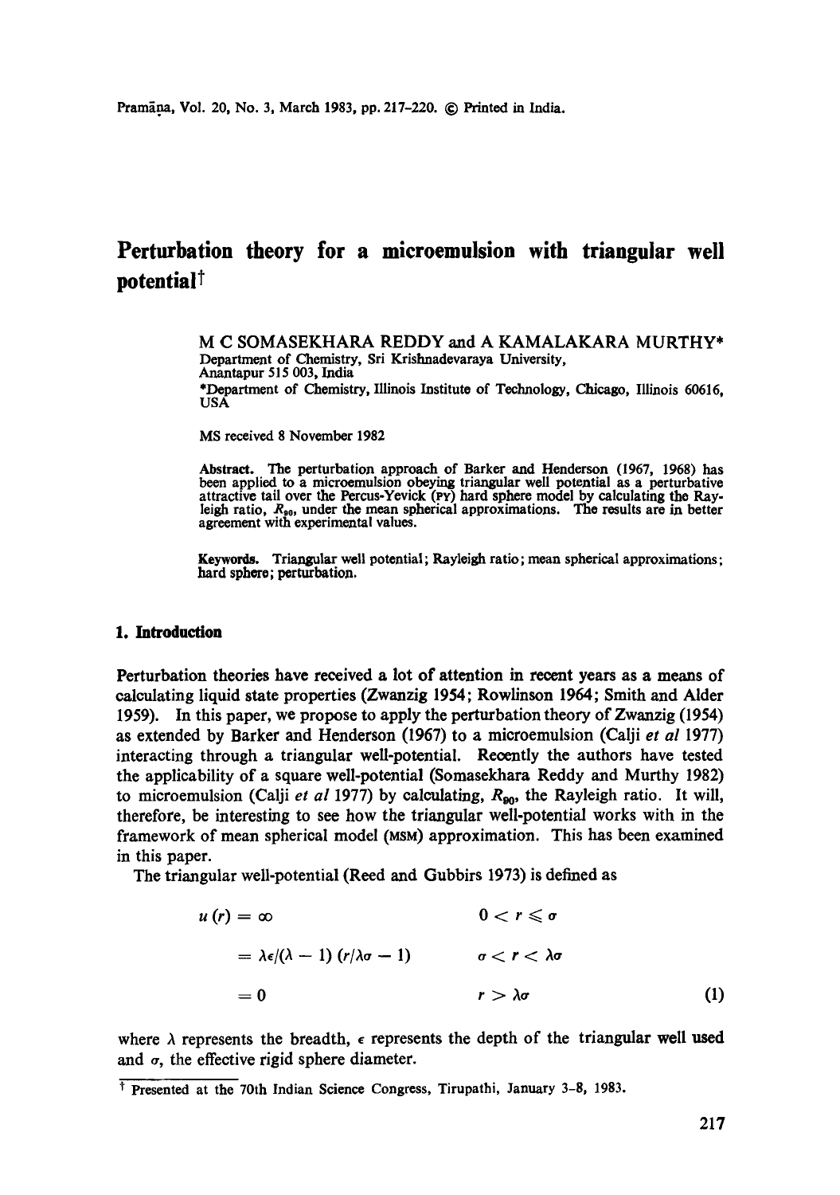# Perturbation theory for a microemulsion with triangular well potential†

M C SOMASEKHARA REDDY and A KAMALAKARA MURTHY*

Department of Chemistry, Sri Krishnadevaraya University, Anantapur 515 003, India

*Department of Chemistry, Illinois Institute of Technology, Chicago, Illinois 60616, USA

MS received 8 November 1982

**Abstract.** The perturbation approach of Barker and Henderson (1967, 1968) has been applied to a microemulsion obeying triangular well potential as a perturbative attractive tail over the Percus-Yevick (PY) hard sphere model by calculating the Rayleigh ratio, $R_{90}$, under the mean spherical approximations. The results are in better agreement with experimental values.

**Keywords.** Triangular well potential; Rayleigh ratio; mean spherical approximations; hard sphere; perturbation.

## 1. Introduction

Perturbation theories have received a lot of attention in recent years as a means of calculating liquid state properties (Zwanzig 1954; Rowlinson 1964; Smith and Alder 1959). In this paper, we propose to apply the perturbation theory of Zwanzig (1954) as extended by Barker and Henderson (1967) to a microemulsion (Calji *et al* 1977) interacting through a triangular well-potential. Recently the authors have tested the applicability of a square well-potential (Somasekhara Reddy and Murthy 1982) to microemulsion (Calji *et al* 1977) by calculating, $R_{90}$, the Rayleigh ratio. It will, therefore, be interesting to see how the triangular well-potential works with in the framework of mean spherical model (MSM) approximation. This has been examined in this paper.

The triangular well-potential (Reed and Gubbirs 1973) is defined as

$$
\begin{aligned}
u(r) &= \infty & 0 < r \leqslant \sigma \\
&= \lambda\epsilon/(\lambda - 1)\,(r/\lambda\sigma - 1) & \sigma < r < \lambda\sigma \\
&= 0 & r > \lambda\sigma
\end{aligned}
\tag{1}
$$

where $\lambda$ represents the breadth, $\epsilon$ represents the depth of the triangular well used and $\sigma$, the effective rigid sphere diameter.

† Presented at the 70th Indian Science Congress, Tirupathi, January 3–8, 1983.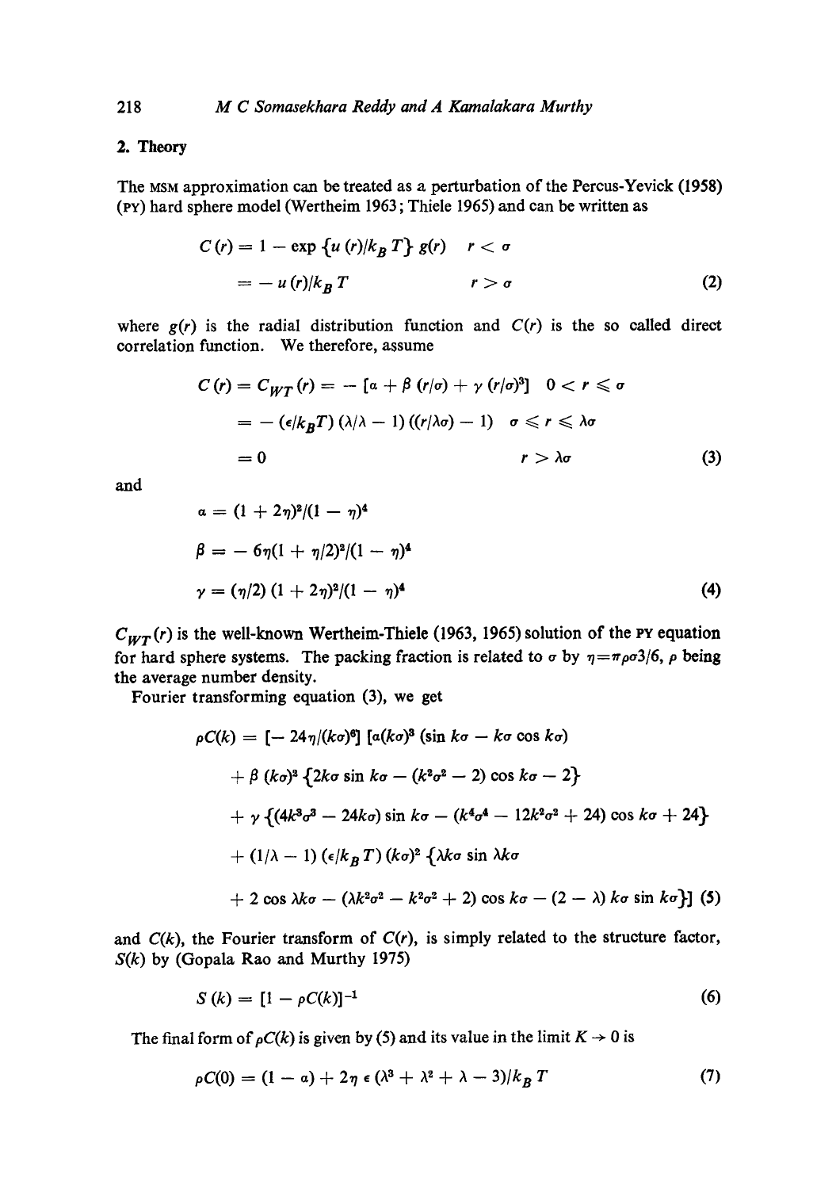## 2. Theory

The MSM approximation can be treated as a perturbation of the Percus-Yevick (1958) (PY) hard sphere model (Wertheim 1963; Thiele 1965) and can be written as

$$
\begin{aligned}
C(r) &= 1 - \exp\{u(r)/k_B T\}\, g(r) \qquad r < \sigma \\
&= -u(r)/k_B T \qquad\qquad\qquad\quad r > \sigma
\end{aligned}
\tag{2}
$$

where $g(r)$ is the radial distribution function and $C(r)$ is the so called direct correlation function. We therefore, assume

$$
\begin{aligned}
C(r) = C_{WT}(r) &= -[\alpha + \beta(r/\sigma) + \gamma(r/\sigma)^3] \quad 0 < r \leqslant \sigma \\
&= -(\epsilon/k_B T)(\lambda/\lambda - 1)((r/\lambda\sigma) - 1) \quad \sigma \leqslant r \leqslant \lambda\sigma \\
&= 0 \qquad\qquad\qquad\qquad\qquad\qquad r > \lambda\sigma
\end{aligned}
\tag{3}
$$

and

$$
\begin{aligned}
\alpha &= (1 + 2\eta)^2/(1 - \eta)^4 \\
\beta &= -6\eta(1 + \eta/2)^2/(1 - \eta)^4 \\
\gamma &= (\eta/2)(1 + 2\eta)^2/(1 - \eta)^4
\end{aligned}
\tag{4}
$$

$C_{WT}(r)$ is the well-known Wertheim-Thiele (1963, 1965) solution of the PY equation for hard sphere systems. The packing fraction is related to $\sigma$ by $\eta = \pi\rho\sigma 3/6$, $\rho$ being the average number density.

Fourier transforming equation (3), we get

$$
\begin{aligned}
\rho C(k) = [&-24\eta/(k\sigma)^6]\,[\alpha(k\sigma)^3(\sin k\sigma - k\sigma\cos k\sigma) \\
&+ \beta(k\sigma)^2\{2k\sigma\sin k\sigma - (k^2\sigma^2 - 2)\cos k\sigma - 2\} \\
&+ \gamma\{(4k^3\sigma^3 - 24k\sigma)\sin k\sigma - (k^4\sigma^4 - 12k^2\sigma^2 + 24)\cos k\sigma + 24\} \\
&+ (1/\lambda - 1)(\epsilon/k_B T)(k\sigma)^2\{\lambda k\sigma\sin\lambda k\sigma \\
&+ 2\cos\lambda k\sigma - (\lambda k^2\sigma^2 - k^2\sigma^2 + 2)\cos k\sigma - (2 - \lambda)k\sigma\sin k\sigma\}]
\end{aligned}
\tag{5}
$$

and $C(k)$, the Fourier transform of $C(r)$, is simply related to the structure factor, $S(k)$ by (Gopala Rao and Murthy 1975)

$$
S(k) = [1 - \rho C(k)]^{-1} \tag{6}
$$

The final form of $\rho C(k)$ is given by (5) and its value in the limit $K \to 0$ is

$$
\rho C(0) = (1 - \alpha) + 2\eta\,\epsilon\,(\lambda^3 + \lambda^2 + \lambda - 3)/k_B T \tag{7}
$$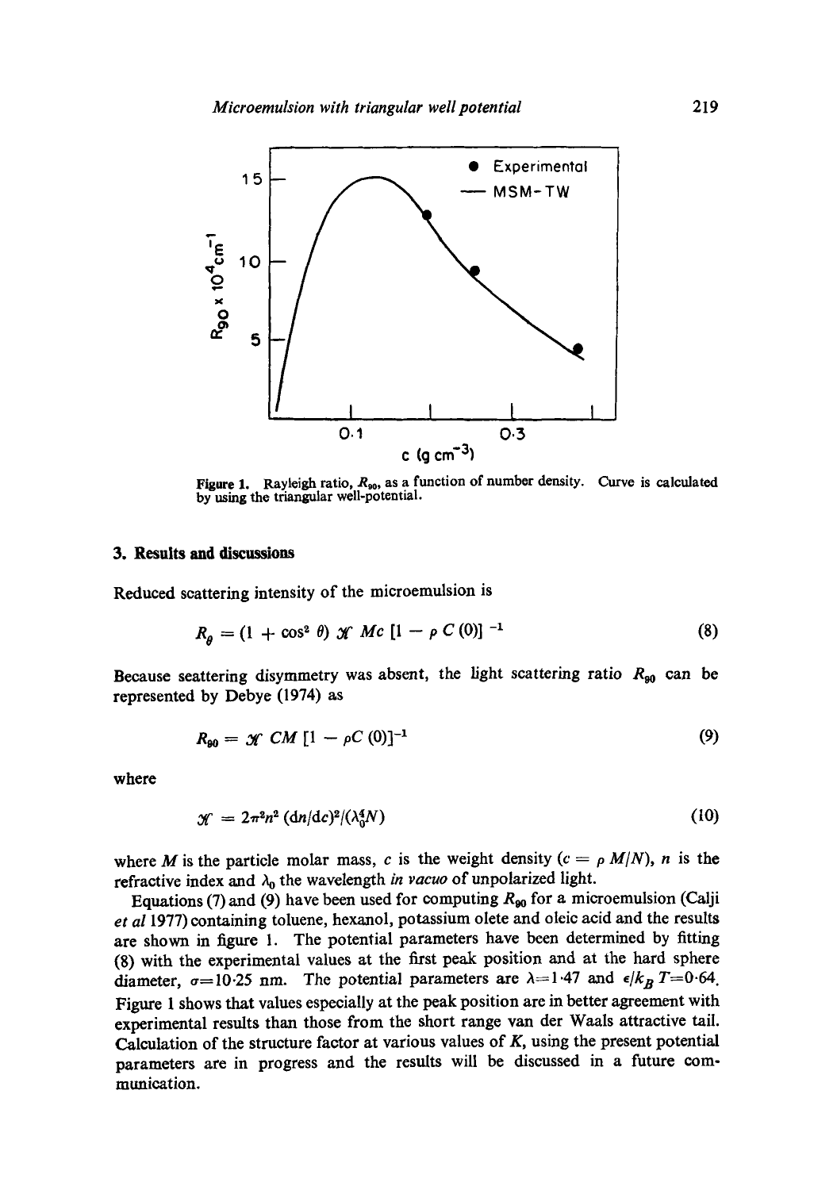Figure 1. Rayleigh ratio, $R_{90}$, as a function of number density. Curve is calculated by using the triangular well-potential.

## 3. Results and discussions

Reduced scattering intensity of the microemulsion is

$$R_\theta = (1 + \cos^2 \theta)\, \mathcal{K}\, Mc\, [1 - \rho\, C(0)]^{-1} \tag{8}$$

Because scattering disymmetry was absent, the light scattering ratio $R_{90}$ can be represented by Debye (1974) as

$$R_{90} = \mathcal{K}\, CM\, [1 - \rho C(0)]^{-1} \tag{9}$$

where

$$\mathcal{K} = 2\pi^2 n^2 (\mathrm{d}n/\mathrm{d}c)^2/(\lambda_0^4 N) \tag{10}$$

where $M$ is the particle molar mass, $c$ is the weight density ($c = \rho M/N$), $n$ is the refractive index and $\lambda_0$ the wavelength *in vacuo* of unpolarized light.

Equations (7) and (9) have been used for computing $R_{90}$ for a microemulsion (Calji *et al* 1977) containing toluene, hexanol, potassium olete and oleic acid and the results are shown in figure 1. The potential parameters have been determined by fitting (8) with the experimental values at the first peak position and at the hard sphere diameter, $\sigma = 10{\cdot}25$ nm. The potential parameters are $\lambda = 1{\cdot}47$ and $\epsilon/k_B T = 0{\cdot}64$. Figure 1 shows that values especially at the peak position are in better agreement with experimental results than those from the short range van der Waals attractive tail. Calculation of the structure factor at various values of $K$, using the present potential parameters are in progress and the results will be discussed in a future communication.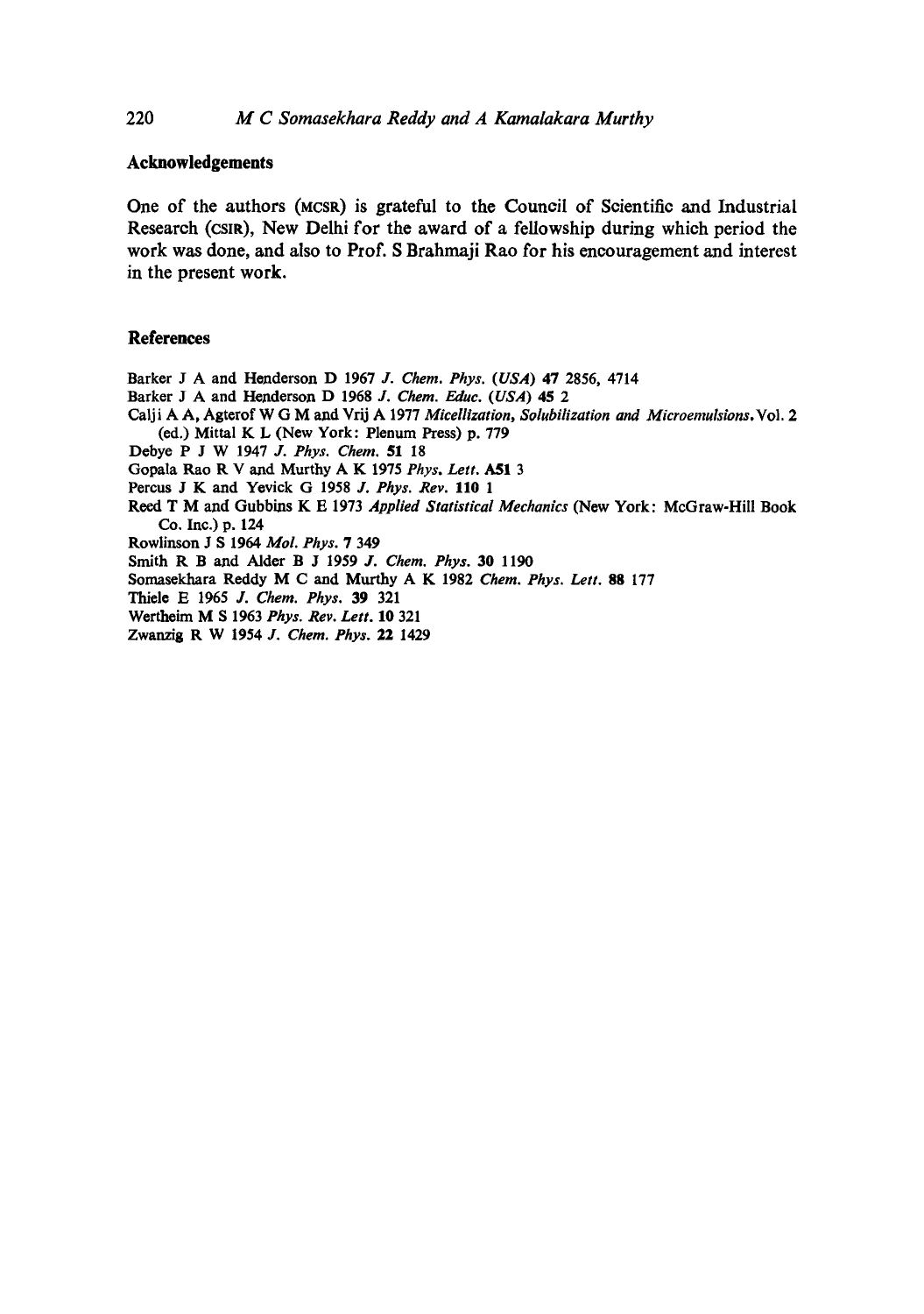## Acknowledgements

One of the authors (MCSR) is grateful to the Council of Scientific and Industrial Research (CSIR), New Delhi for the award of a fellowship during which period the work was done, and also to Prof. S Brahmaji Rao for his encouragement and interest in the present work.

## References

Barker J A and Henderson D 1967 *J. Chem. Phys. (USA)* **47** 2856, 4714

Barker J A and Henderson D 1968 *J. Chem. Educ. (USA)* **45** 2

Calji A A, Agterof W G M and Vrij A 1977 *Micellization, Solubilization and Microemulsions*. Vol. 2 (ed.) Mittal K L (New York: Plenum Press) p. 779

Debye P J W 1947 *J. Phys. Chem.* **51** 18

Gopala Rao R V and Murthy A K 1975 *Phys. Lett.* **A51** 3

Percus J K and Yevick G 1958 *J. Phys. Rev.* **110** 1

Reed T M and Gubbins K E 1973 *Applied Statistical Mechanics* (New York: McGraw-Hill Book Co. Inc.) p. 124

Rowlinson J S 1964 *Mol. Phys.* **7** 349

Smith R B and Alder B J 1959 *J. Chem. Phys.* **30** 1190

Somasekhara Reddy M C and Murthy A K 1982 *Chem. Phys. Lett.* **88** 177

Thiele E 1965 *J. Chem. Phys.* **39** 321

Wertheim M S 1963 *Phys. Rev. Lett.* **10** 321

Zwanzig R W 1954 *J. Chem. Phys.* **22** 1429